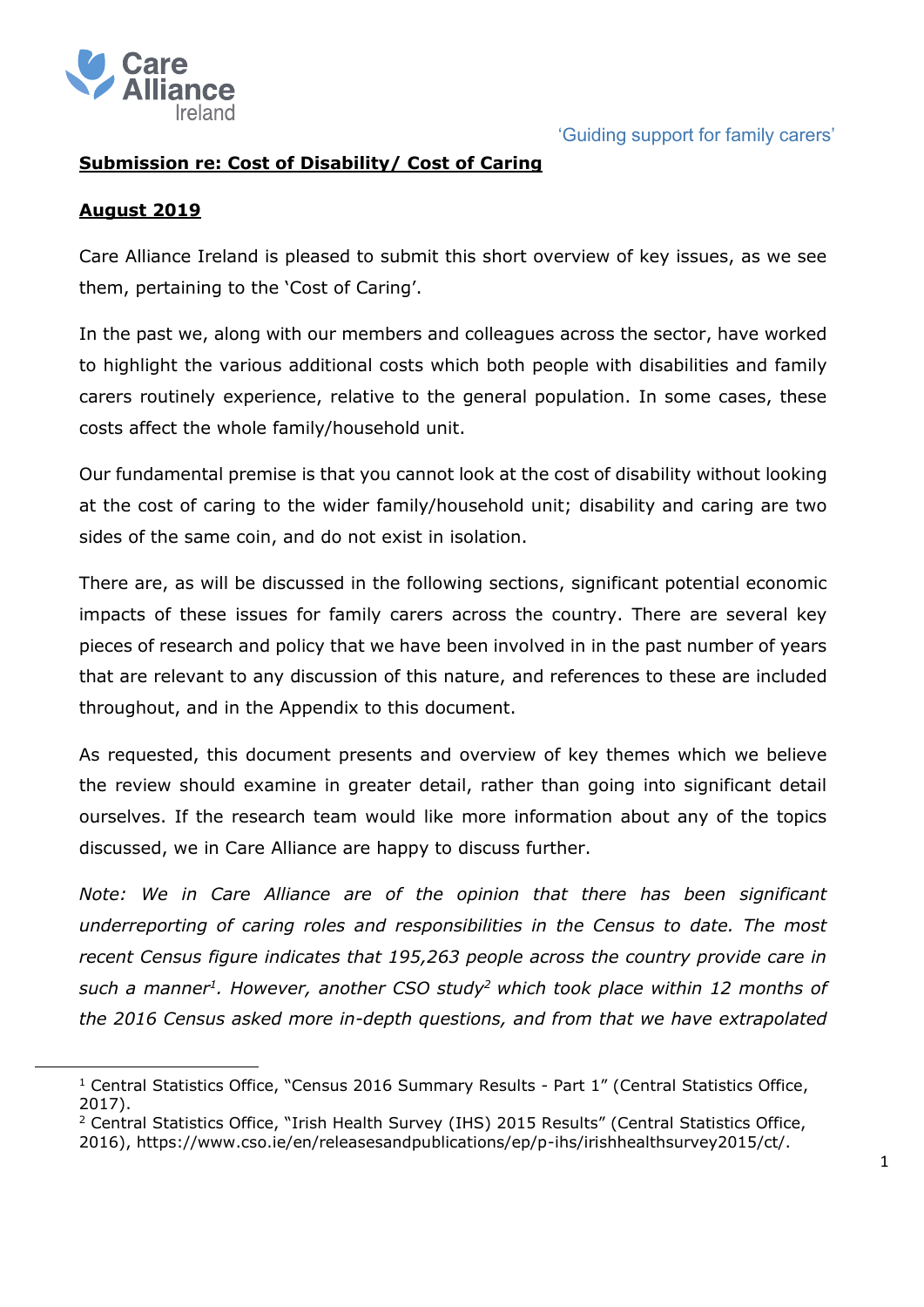Care Alliance Ireland

'Guiding support for family carers'

**Submission re: Cost of Disability/ Cost of Caring**

**August 2019**

Care Alliance Ireland is pleased to submit this short overview of key issues, as we see them, pertaining to the 'Cost of Caring'.

In the past we, along with our members and colleagues across the sector, have worked to highlight the various additional costs which both people with disabilities and family carers routinely experience, relative to the general population. In some cases, these costs affect the whole family/household unit.

Our fundamental premise is that you cannot look at the cost of disability without looking at the cost of caring to the wider family/household unit; disability and caring are two sides of the same coin, and do not exist in isolation.

There are, as will be discussed in the following sections, significant potential economic impacts of these issues for family carers across the country. There are several key pieces of research and policy that we have been involved in in the past number of years that are relevant to any discussion of this nature, and references to these are included throughout, and in the Appendix to this document.

As requested, this document presents and overview of key themes which we believe the review should examine in greater detail, rather than going into significant detail ourselves. If the research team would like more information about any of the topics discussed, we in Care Alliance are happy to discuss further.

*Note: We in Care Alliance are of the opinion that there has been significant underreporting of caring roles and responsibilities in the Census to date. The most recent Census figure indicates that 195,263 people across the country provide care in such a manner[1]. However, another CSO study[2] which took place within 12 months of the 2016 Census asked more in-depth questions, and from that we have extrapolated*

---

[1] Central Statistics Office, "Census 2016 Summary Results - Part 1" (Central Statistics Office, 2017).

[2] Central Statistics Office, "Irish Health Survey (IHS) 2015 Results" (Central Statistics Office, 2016), https://www.cso.ie/en/releasesandpublications/ep/p-ihs/irishhealthsurvey2015/ct/.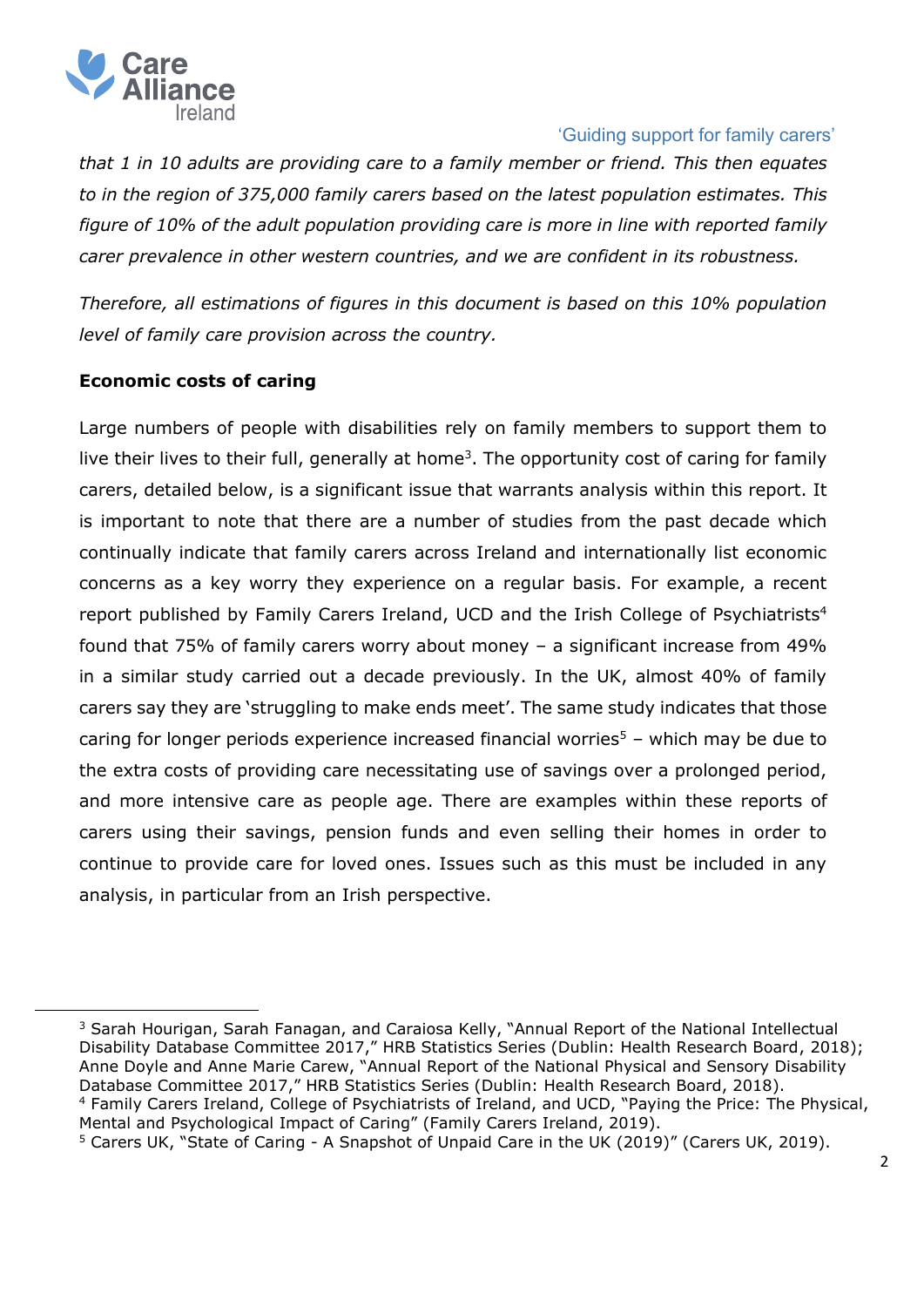*that 1 in 10 adults are providing care to a family member or friend. This then equates to in the region of 375,000 family carers based on the latest population estimates. This figure of 10% of the adult population providing care is more in line with reported family carer prevalence in other western countries, and we are confident in its robustness.*

*Therefore, all estimations of figures in this document is based on this 10% population level of family care provision across the country.*

**Economic costs of caring**

Large numbers of people with disabilities rely on family members to support them to live their lives to their full, generally at home[3]. The opportunity cost of caring for family carers, detailed below, is a significant issue that warrants analysis within this report. It is important to note that there are a number of studies from the past decade which continually indicate that family carers across Ireland and internationally list economic concerns as a key worry they experience on a regular basis. For example, a recent report published by Family Carers Ireland, UCD and the Irish College of Psychiatrists[4] found that 75% of family carers worry about money – a significant increase from 49% in a similar study carried out a decade previously. In the UK, almost 40% of family carers say they are 'struggling to make ends meet'. The same study indicates that those caring for longer periods experience increased financial worries[5] – which may be due to the extra costs of providing care necessitating use of savings over a prolonged period, and more intensive care as people age. There are examples within these reports of carers using their savings, pension funds and even selling their homes in order to continue to provide care for loved ones. Issues such as this must be included in any analysis, in particular from an Irish perspective.

---

[3] Sarah Hourigan, Sarah Fanagan, and Caraiosa Kelly, "Annual Report of the National Intellectual Disability Database Committee 2017," HRB Statistics Series (Dublin: Health Research Board, 2018); Anne Doyle and Anne Marie Carew, "Annual Report of the National Physical and Sensory Disability Database Committee 2017," HRB Statistics Series (Dublin: Health Research Board, 2018).

[4] Family Carers Ireland, College of Psychiatrists of Ireland, and UCD, "Paying the Price: The Physical, Mental and Psychological Impact of Caring" (Family Carers Ireland, 2019).

[5] Carers UK, "State of Caring - A Snapshot of Unpaid Care in the UK (2019)" (Carers UK, 2019).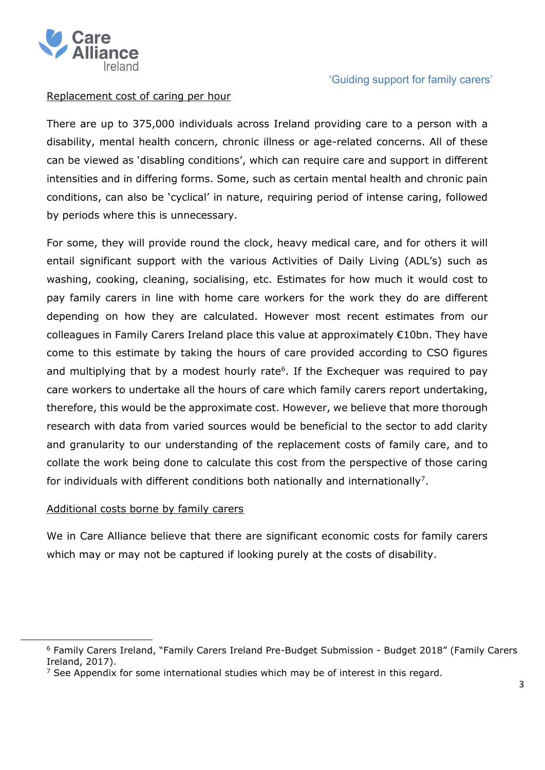Replacement cost of caring per hour

There are up to 375,000 individuals across Ireland providing care to a person with a disability, mental health concern, chronic illness or age-related concerns. All of these can be viewed as 'disabling conditions', which can require care and support in different intensities and in differing forms. Some, such as certain mental health and chronic pain conditions, can also be 'cyclical' in nature, requiring period of intense caring, followed by periods where this is unnecessary.

For some, they will provide round the clock, heavy medical care, and for others it will entail significant support with the various Activities of Daily Living (ADL's) such as washing, cooking, cleaning, socialising, etc. Estimates for how much it would cost to pay family carers in line with home care workers for the work they do are different depending on how they are calculated. However most recent estimates from our colleagues in Family Carers Ireland place this value at approximately €10bn. They have come to this estimate by taking the hours of care provided according to CSO figures and multiplying that by a modest hourly rate[6]. If the Exchequer was required to pay care workers to undertake all the hours of care which family carers report undertaking, therefore, this would be the approximate cost. However, we believe that more thorough research with data from varied sources would be beneficial to the sector to add clarity and granularity to our understanding of the replacement costs of family care, and to collate the work being done to calculate this cost from the perspective of those caring for individuals with different conditions both nationally and internationally[7].

Additional costs borne by family carers

We in Care Alliance believe that there are significant economic costs for family carers which may or may not be captured if looking purely at the costs of disability.

---

[6] Family Carers Ireland, "Family Carers Ireland Pre-Budget Submission - Budget 2018" (Family Carers Ireland, 2017).

[7] See Appendix for some international studies which may be of interest in this regard.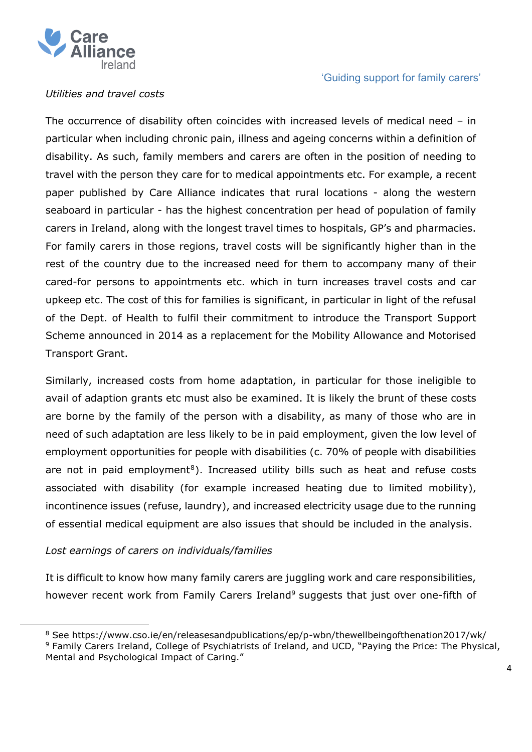*Utilities and travel costs*

The occurrence of disability often coincides with increased levels of medical need – in particular when including chronic pain, illness and ageing concerns within a definition of disability. As such, family members and carers are often in the position of needing to travel with the person they care for to medical appointments etc. For example, a recent paper published by Care Alliance indicates that rural locations - along the western seaboard in particular - has the highest concentration per head of population of family carers in Ireland, along with the longest travel times to hospitals, GP's and pharmacies. For family carers in those regions, travel costs will be significantly higher than in the rest of the country due to the increased need for them to accompany many of their cared-for persons to appointments etc. which in turn increases travel costs and car upkeep etc. The cost of this for families is significant, in particular in light of the refusal of the Dept. of Health to fulfil their commitment to introduce the Transport Support Scheme announced in 2014 as a replacement for the Mobility Allowance and Motorised Transport Grant.

Similarly, increased costs from home adaptation, in particular for those ineligible to avail of adaption grants etc must also be examined. It is likely the brunt of these costs are borne by the family of the person with a disability, as many of those who are in need of such adaptation are less likely to be in paid employment, given the low level of employment opportunities for people with disabilities (c. 70% of people with disabilities are not in paid employment[8]). Increased utility bills such as heat and refuse costs associated with disability (for example increased heating due to limited mobility), incontinence issues (refuse, laundry), and increased electricity usage due to the running of essential medical equipment are also issues that should be included in the analysis.

*Lost earnings of carers on individuals/families*

It is difficult to know how many family carers are juggling work and care responsibilities, however recent work from Family Carers Ireland[9] suggests that just over one-fifth of

---

[8] See https://www.cso.ie/en/releasesandpublications/ep/p-wbn/thewellbeingofthenation2017/wk/

[9] Family Carers Ireland, College of Psychiatrists of Ireland, and UCD, "Paying the Price: The Physical, Mental and Psychological Impact of Caring."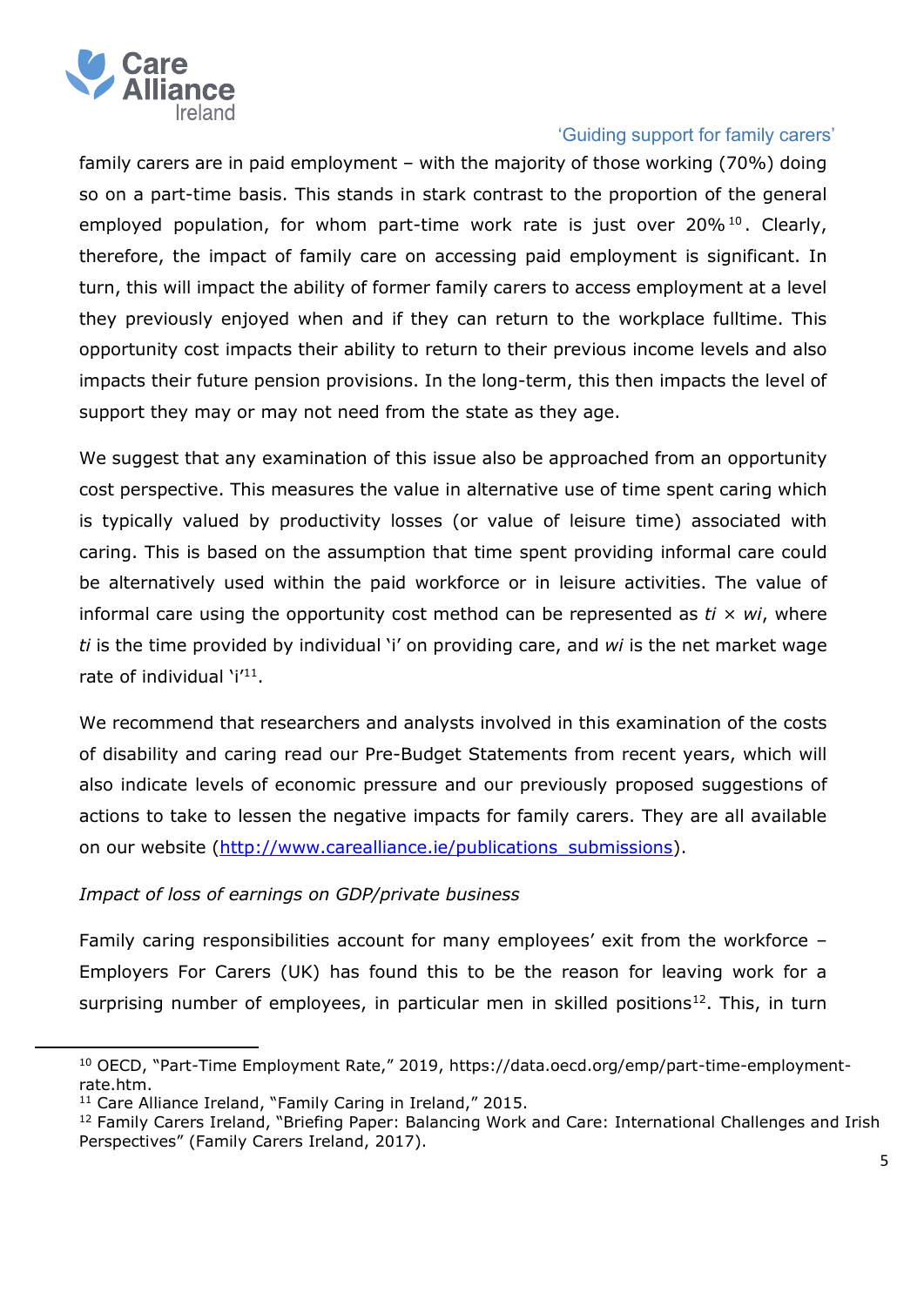family carers are in paid employment – with the majority of those working (70%) doing so on a part-time basis. This stands in stark contrast to the proportion of the general employed population, for whom part-time work rate is just over 20%[10]. Clearly, therefore, the impact of family care on accessing paid employment is significant. In turn, this will impact the ability of former family carers to access employment at a level they previously enjoyed when and if they can return to the workplace fulltime. This opportunity cost impacts their ability to return to their previous income levels and also impacts their future pension provisions. In the long-term, this then impacts the level of support they may or may not need from the state as they age.

We suggest that any examination of this issue also be approached from an opportunity cost perspective. This measures the value in alternative use of time spent caring which is typically valued by productivity losses (or value of leisure time) associated with caring. This is based on the assumption that time spent providing informal care could be alternatively used within the paid workforce or in leisure activities. The value of informal care using the opportunity cost method can be represented as $t_i \times w_i$, where $t_i$ is the time provided by individual 'i' on providing care, and $w_i$ is the net market wage rate of individual 'i'[11].

We recommend that researchers and analysts involved in this examination of the costs of disability and caring read our Pre-Budget Statements from recent years, which will also indicate levels of economic pressure and our previously proposed suggestions of actions to take to lessen the negative impacts for family carers. They are all available on our website (http://www.carealliance.ie/publications_submissions).

*Impact of loss of earnings on GDP/private business*

Family caring responsibilities account for many employees' exit from the workforce – Employers For Carers (UK) has found this to be the reason for leaving work for a surprising number of employees, in particular men in skilled positions[12]. This, in turn

---

[10] OECD, "Part-Time Employment Rate," 2019, https://data.oecd.org/emp/part-time-employment-rate.htm.

[11] Care Alliance Ireland, "Family Caring in Ireland," 2015.

[12] Family Carers Ireland, "Briefing Paper: Balancing Work and Care: International Challenges and Irish Perspectives" (Family Carers Ireland, 2017).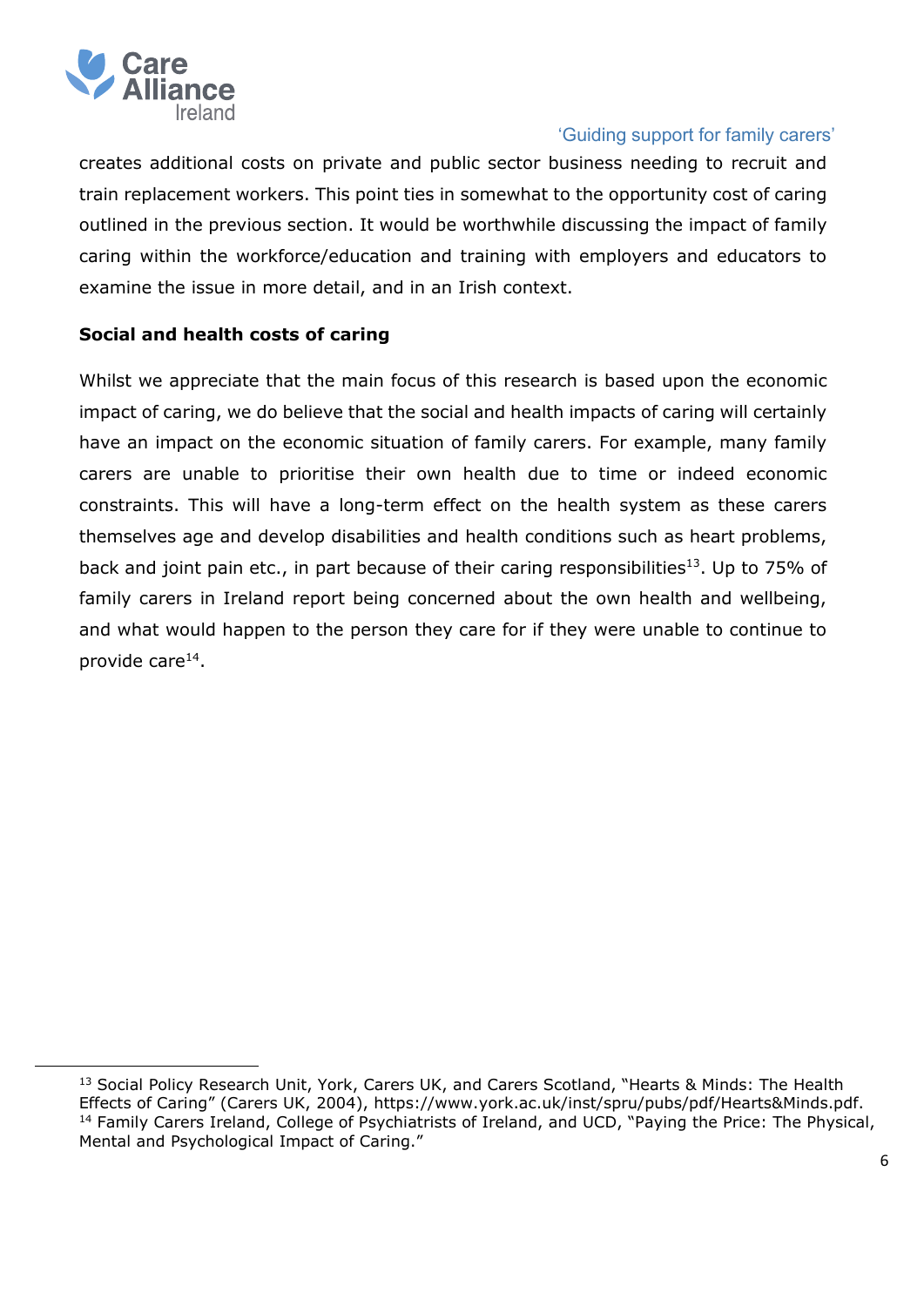creates additional costs on private and public sector business needing to recruit and train replacement workers. This point ties in somewhat to the opportunity cost of caring outlined in the previous section. It would be worthwhile discussing the impact of family caring within the workforce/education and training with employers and educators to examine the issue in more detail, and in an Irish context.

**Social and health costs of caring**

Whilst we appreciate that the main focus of this research is based upon the economic impact of caring, we do believe that the social and health impacts of caring will certainly have an impact on the economic situation of family carers. For example, many family carers are unable to prioritise their own health due to time or indeed economic constraints. This will have a long-term effect on the health system as these carers themselves age and develop disabilities and health conditions such as heart problems, back and joint pain etc., in part because of their caring responsibilities[13]. Up to 75% of family carers in Ireland report being concerned about the own health and wellbeing, and what would happen to the person they care for if they were unable to continue to provide care[14].

[13] Social Policy Research Unit, York, Carers UK, and Carers Scotland, "Hearts & Minds: The Health Effects of Caring" (Carers UK, 2004), https://www.york.ac.uk/inst/spru/pubs/pdf/Hearts&Minds.pdf.
[14] Family Carers Ireland, College of Psychiatrists of Ireland, and UCD, "Paying the Price: The Physical, Mental and Psychological Impact of Caring."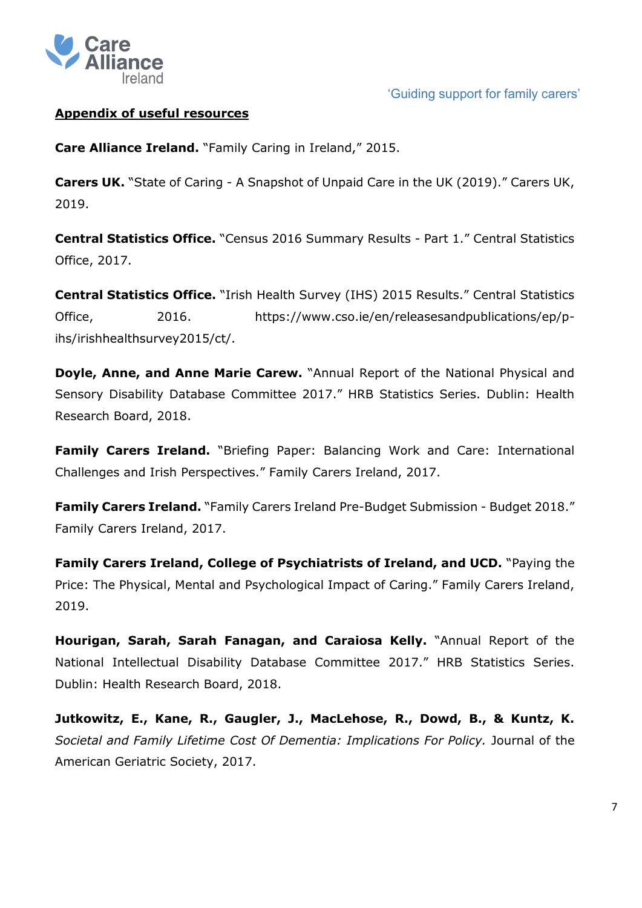## Appendix of useful resources

**Care Alliance Ireland.** "Family Caring in Ireland," 2015.

**Carers UK.** "State of Caring - A Snapshot of Unpaid Care in the UK (2019)." Carers UK, 2019.

**Central Statistics Office.** "Census 2016 Summary Results - Part 1." Central Statistics Office, 2017.

**Central Statistics Office.** "Irish Health Survey (IHS) 2015 Results." Central Statistics Office, 2016. https://www.cso.ie/en/releasesandpublications/ep/p-ihs/irishhealthsurvey2015/ct/.

**Doyle, Anne, and Anne Marie Carew.** "Annual Report of the National Physical and Sensory Disability Database Committee 2017." HRB Statistics Series. Dublin: Health Research Board, 2018.

**Family Carers Ireland.** "Briefing Paper: Balancing Work and Care: International Challenges and Irish Perspectives." Family Carers Ireland, 2017.

**Family Carers Ireland.** "Family Carers Ireland Pre-Budget Submission - Budget 2018." Family Carers Ireland, 2017.

**Family Carers Ireland, College of Psychiatrists of Ireland, and UCD.** "Paying the Price: The Physical, Mental and Psychological Impact of Caring." Family Carers Ireland, 2019.

**Hourigan, Sarah, Sarah Fanagan, and Caraiosa Kelly.** "Annual Report of the National Intellectual Disability Database Committee 2017." HRB Statistics Series. Dublin: Health Research Board, 2018.

**Jutkowitz, E., Kane, R., Gaugler, J., MacLehose, R., Dowd, B., & Kuntz, K.** *Societal and Family Lifetime Cost Of Dementia: Implications For Policy.* Journal of the American Geriatric Society, 2017.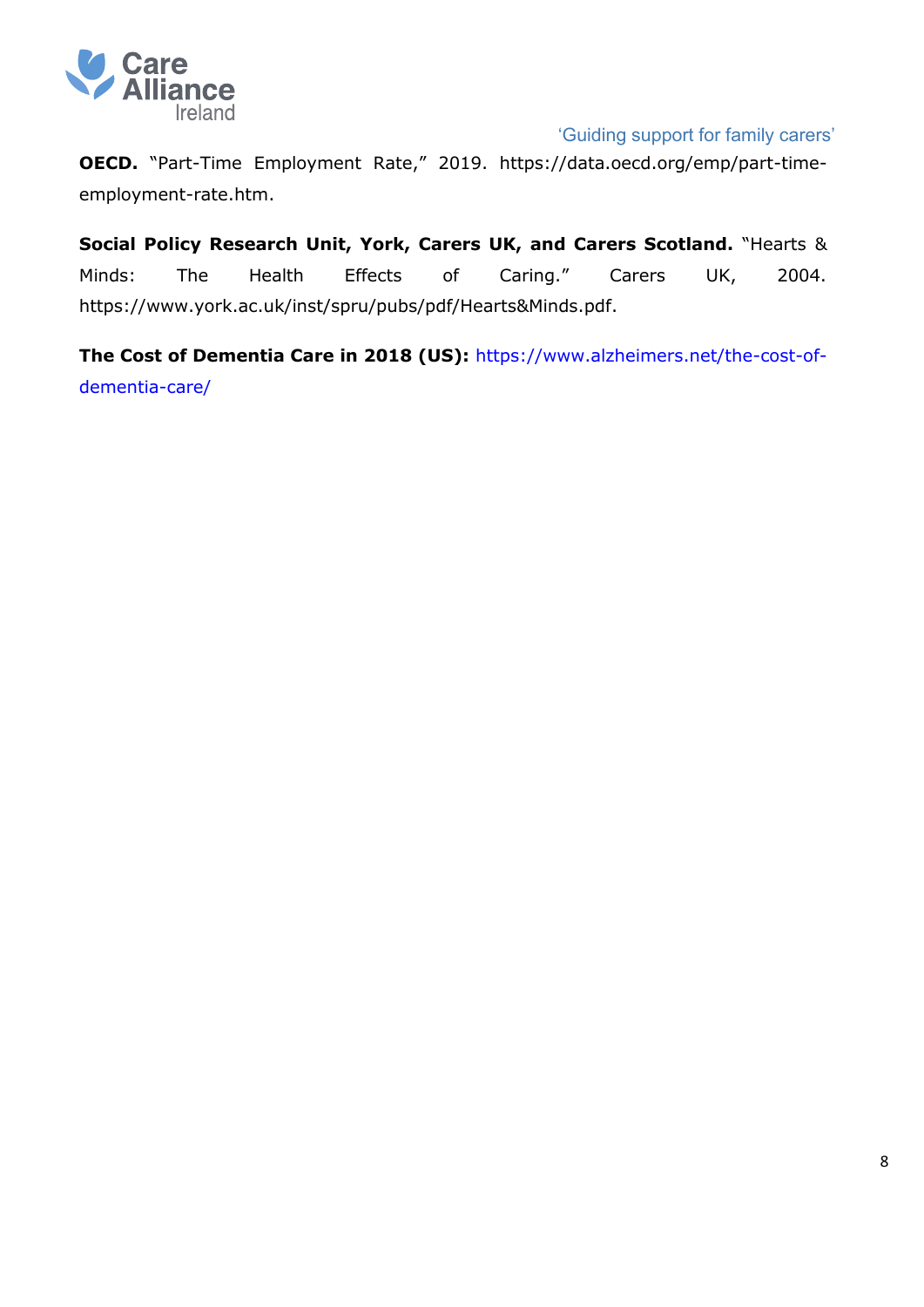**OECD.** "Part-Time Employment Rate," 2019. https://data.oecd.org/emp/part-time-employment-rate.htm.

**Social Policy Research Unit, York, Carers UK, and Carers Scotland.** "Hearts & Minds: The Health Effects of Caring." Carers UK, 2004. https://www.york.ac.uk/inst/spru/pubs/pdf/Hearts&Minds.pdf.

**The Cost of Dementia Care in 2018 (US):** https://www.alzheimers.net/the-cost-of-dementia-care/